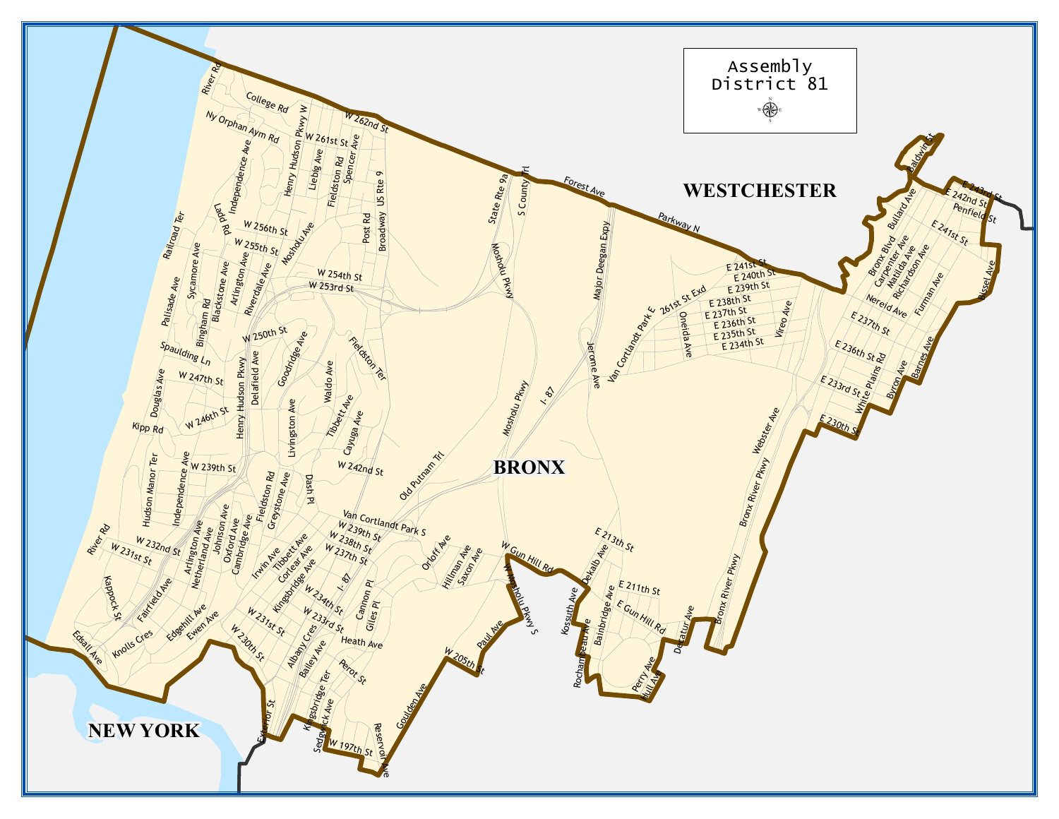# Assembly District 81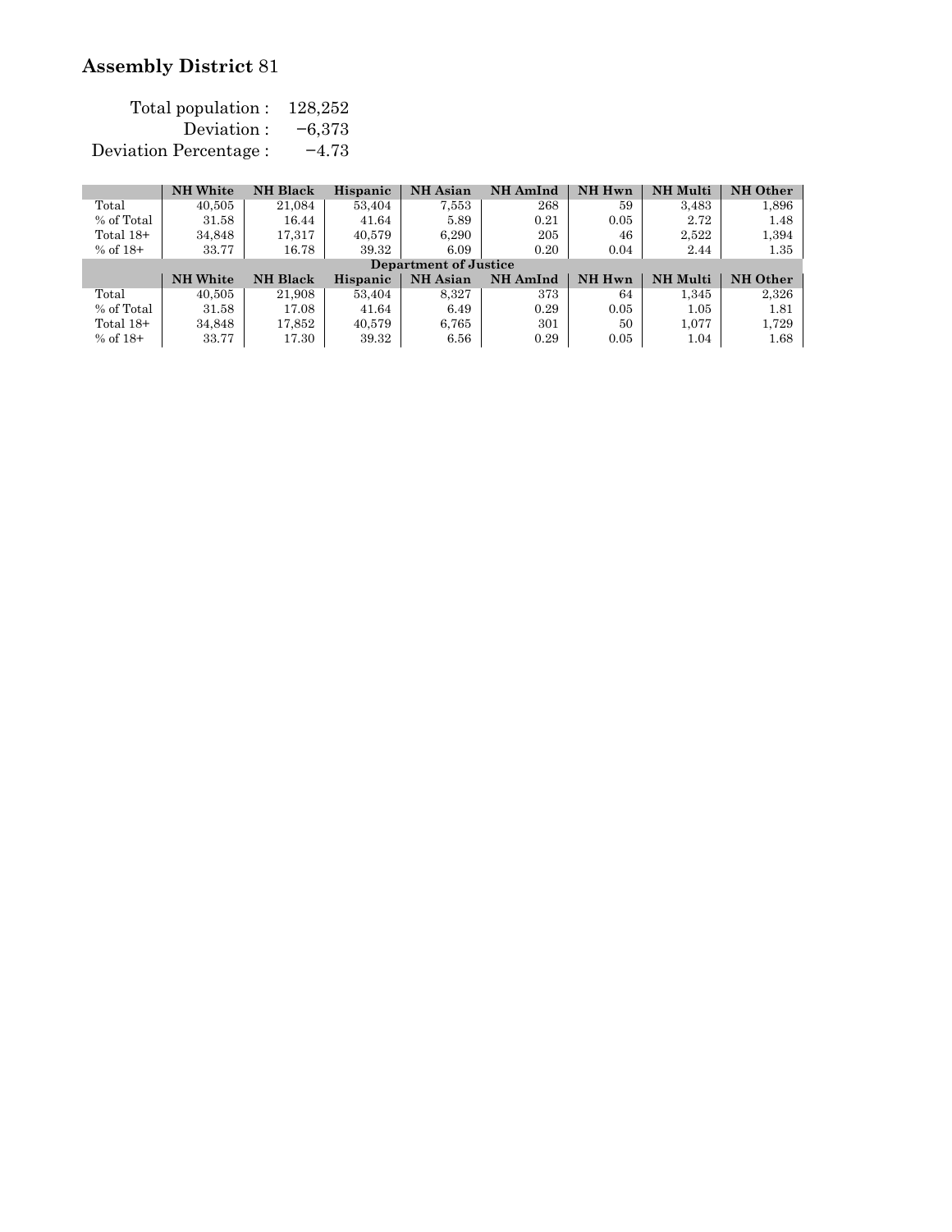**Assembly District** 81

Total population : 128,252
Deviation : −6,373
Deviation Percentage : −4.73

| | NH White | NH Black | Hispanic | NH Asian | NH AmInd | NH Hwn | NH Multi | NH Other |
|---|---|---|---|---|---|---|---|---|
| Total | 40,505 | 21,084 | 53,404 | 7,553 | 268 | 59 | 3,483 | 1,896 |
| % of Total | 31.58 | 16.44 | 41.64 | 5.89 | 0.21 | 0.05 | 2.72 | 1.48 |
| Total 18+ | 34,848 | 17,317 | 40,579 | 6,290 | 205 | 46 | 2,522 | 1,394 |
| % of 18+ | 33.77 | 16.78 | 39.32 | 6.09 | 0.20 | 0.04 | 2.44 | 1.35 |
| **Department of Justice** | | | | | | | | |
| | NH White | NH Black | Hispanic | NH Asian | NH AmInd | NH Hwn | NH Multi | NH Other |
| Total | 40,505 | 21,908 | 53,404 | 8,327 | 373 | 64 | 1,345 | 2,326 |
| % of Total | 31.58 | 17.08 | 41.64 | 6.49 | 0.29 | 0.05 | 1.05 | 1.81 |
| Total 18+ | 34,848 | 17,852 | 40,579 | 6,765 | 301 | 50 | 1,077 | 1,729 |
| % of 18+ | 33.77 | 17.30 | 39.32 | 6.56 | 0.29 | 0.05 | 1.04 | 1.68 |